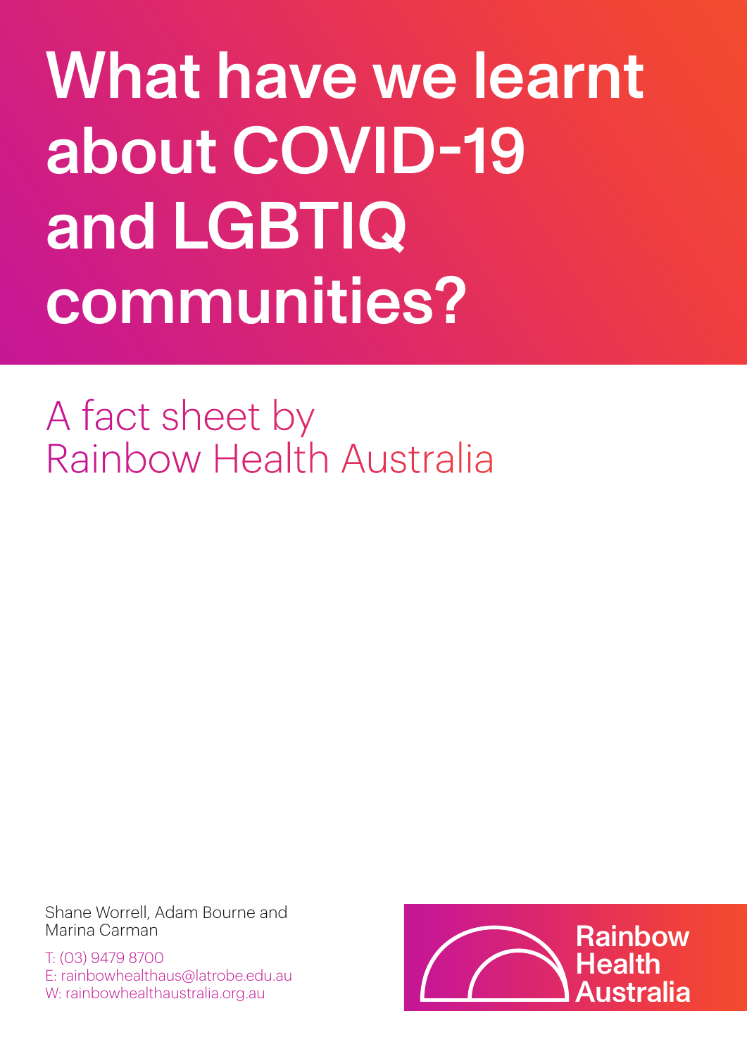# What have we learnt about COVID-19 and LGBTIQ communities?

## A fact sheet by Rainbow Health Australia

Shane Worrell, Adam Bourne and Marina Carman

T: (03) 9479 8700
E: rainbowhealthaus@latrobe.edu.au
W: rainbowhealthaustralia.org.au

Rainbow Health Australia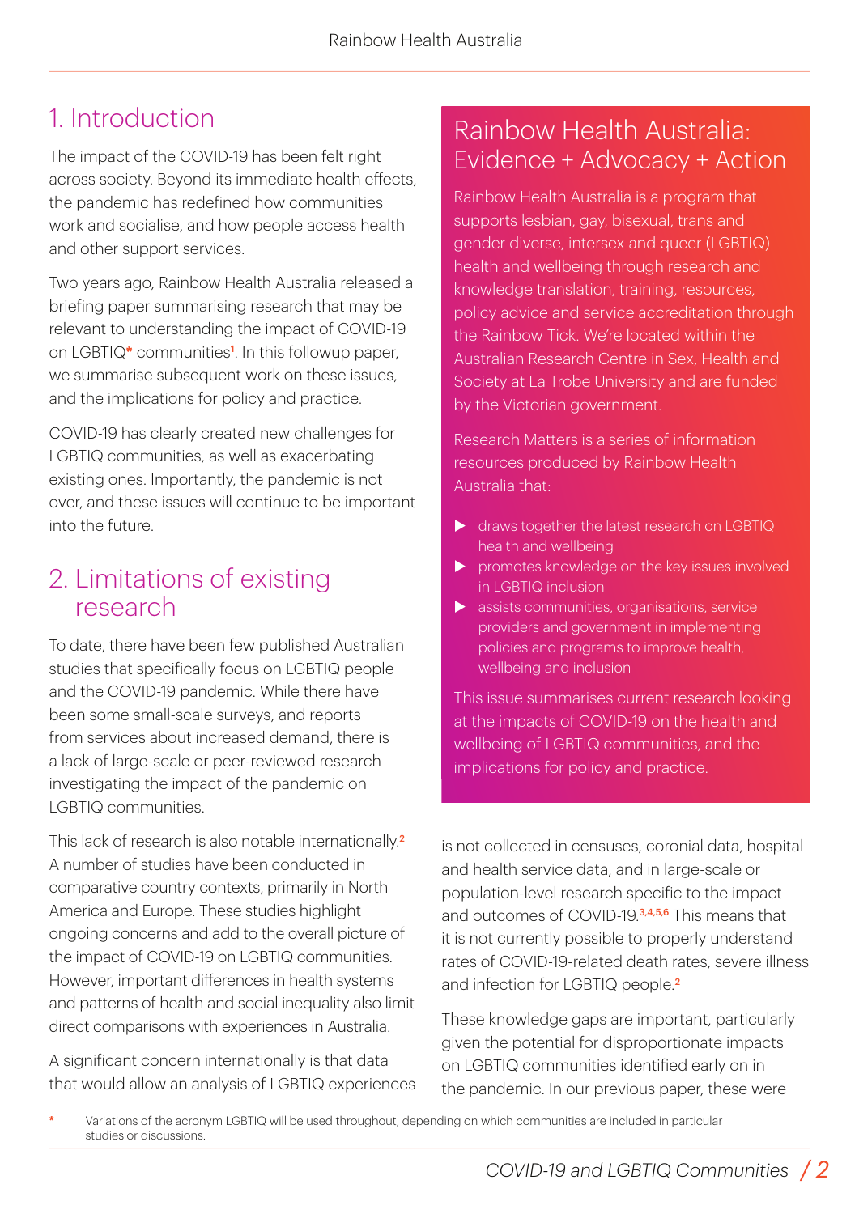## 1. Introduction

The impact of the COVID-19 has been felt right across society. Beyond its immediate health effects, the pandemic has redefined how communities work and socialise, and how people access health and other support services.

Two years ago, Rainbow Health Australia released a briefing paper summarising research that may be relevant to understanding the impact of COVID-19 on LGBTIQ* communities[1]. In this followup paper, we summarise subsequent work on these issues, and the implications for policy and practice.

COVID-19 has clearly created new challenges for LGBTIQ communities, as well as exacerbating existing ones. Importantly, the pandemic is not over, and these issues will continue to be important into the future.

## 2. Limitations of existing research

To date, there have been few published Australian studies that specifically focus on LGBTIQ people and the COVID-19 pandemic. While there have been some small-scale surveys, and reports from services about increased demand, there is a lack of large-scale or peer-reviewed research investigating the impact of the pandemic on LGBTIQ communities.

This lack of research is also notable internationally.[2] A number of studies have been conducted in comparative country contexts, primarily in North America and Europe. These studies highlight ongoing concerns and add to the overall picture of the impact of COVID-19 on LGBTIQ communities. However, important differences in health systems and patterns of health and social inequality also limit direct comparisons with experiences in Australia.

A significant concern internationally is that data that would allow an analysis of LGBTIQ experiences is not collected in censuses, coronial data, hospital and health service data, and in large-scale or population-level research specific to the impact and outcomes of COVID-19.[3,4,5,6] This means that it is not currently possible to properly understand rates of COVID-19-related death rates, severe illness and infection for LGBTIQ people.[2]

These knowledge gaps are important, particularly given the potential for disproportionate impacts on LGBTIQ communities identified early on in the pandemic. In our previous paper, these were

## Rainbow Health Australia: Evidence + Advocacy + Action

Rainbow Health Australia is a program that supports lesbian, gay, bisexual, trans and gender diverse, intersex and queer (LGBTIQ) health and wellbeing through research and knowledge translation, training, resources, policy advice and service accreditation through the Rainbow Tick. We're located within the Australian Research Centre in Sex, Health and Society at La Trobe University and are funded by the Victorian government.

Research Matters is a series of information resources produced by Rainbow Health Australia that:

- draws together the latest research on LGBTIQ health and wellbeing
- promotes knowledge on the key issues involved in LGBTIQ inclusion
- assists communities, organisations, service providers and government in implementing policies and programs to improve health, wellbeing and inclusion

This issue summarises current research looking at the impacts of COVID-19 on the health and wellbeing of LGBTIQ communities, and the implications for policy and practice.

---

\* Variations of the acronym LGBTIQ will be used throughout, depending on which communities are included in particular studies or discussions.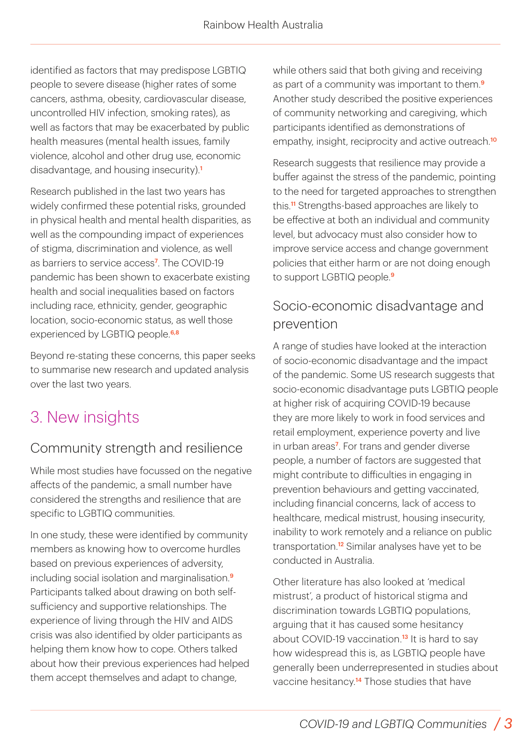identified as factors that may predispose LGBTIQ people to severe disease (higher rates of some cancers, asthma, obesity, cardiovascular disease, uncontrolled HIV infection, smoking rates), as well as factors that may be exacerbated by public health measures (mental health issues, family violence, alcohol and other drug use, economic disadvantage, and housing insecurity).[1]

Research published in the last two years has widely confirmed these potential risks, grounded in physical health and mental health disparities, as well as the compounding impact of experiences of stigma, discrimination and violence, as well as barriers to service access[7]. The COVID-19 pandemic has been shown to exacerbate existing health and social inequalities based on factors including race, ethnicity, gender, geographic location, socio-economic status, as well those experienced by LGBTIQ people.[6,8]

Beyond re-stating these concerns, this paper seeks to summarise new research and updated analysis over the last two years.

# 3. New insights

## Community strength and resilience

While most studies have focussed on the negative affects of the pandemic, a small number have considered the strengths and resilience that are specific to LGBTIQ communities.

In one study, these were identified by community members as knowing how to overcome hurdles based on previous experiences of adversity, including social isolation and marginalisation.[9] Participants talked about drawing on both self-sufficiency and supportive relationships. The experience of living through the HIV and AIDS crisis was also identified by older participants as helping them know how to cope. Others talked about how their previous experiences had helped them accept themselves and adapt to change, while others said that both giving and receiving as part of a community was important to them.[9] Another study described the positive experiences of community networking and caregiving, which participants identified as demonstrations of empathy, insight, reciprocity and active outreach.[10]

Research suggests that resilience may provide a buffer against the stress of the pandemic, pointing to the need for targeted approaches to strengthen this.[11] Strengths-based approaches are likely to be effective at both an individual and community level, but advocacy must also consider how to improve service access and change government policies that either harm or are not doing enough to support LGBTIQ people.[9]

## Socio-economic disadvantage and prevention

A range of studies have looked at the interaction of socio-economic disadvantage and the impact of the pandemic. Some US research suggests that socio-economic disadvantage puts LGBTIQ people at higher risk of acquiring COVID-19 because they are more likely to work in food services and retail employment, experience poverty and live in urban areas[7]. For trans and gender diverse people, a number of factors are suggested that might contribute to difficulties in engaging in prevention behaviours and getting vaccinated, including financial concerns, lack of access to healthcare, medical mistrust, housing insecurity, inability to work remotely and a reliance on public transportation.[12] Similar analyses have yet to be conducted in Australia.

Other literature has also looked at 'medical mistrust', a product of historical stigma and discrimination towards LGBTIQ populations, arguing that it has caused some hesitancy about COVID-19 vaccination.[13] It is hard to say how widespread this is, as LGBTIQ people have generally been underrepresented in studies about vaccine hesitancy.[14] Those studies that have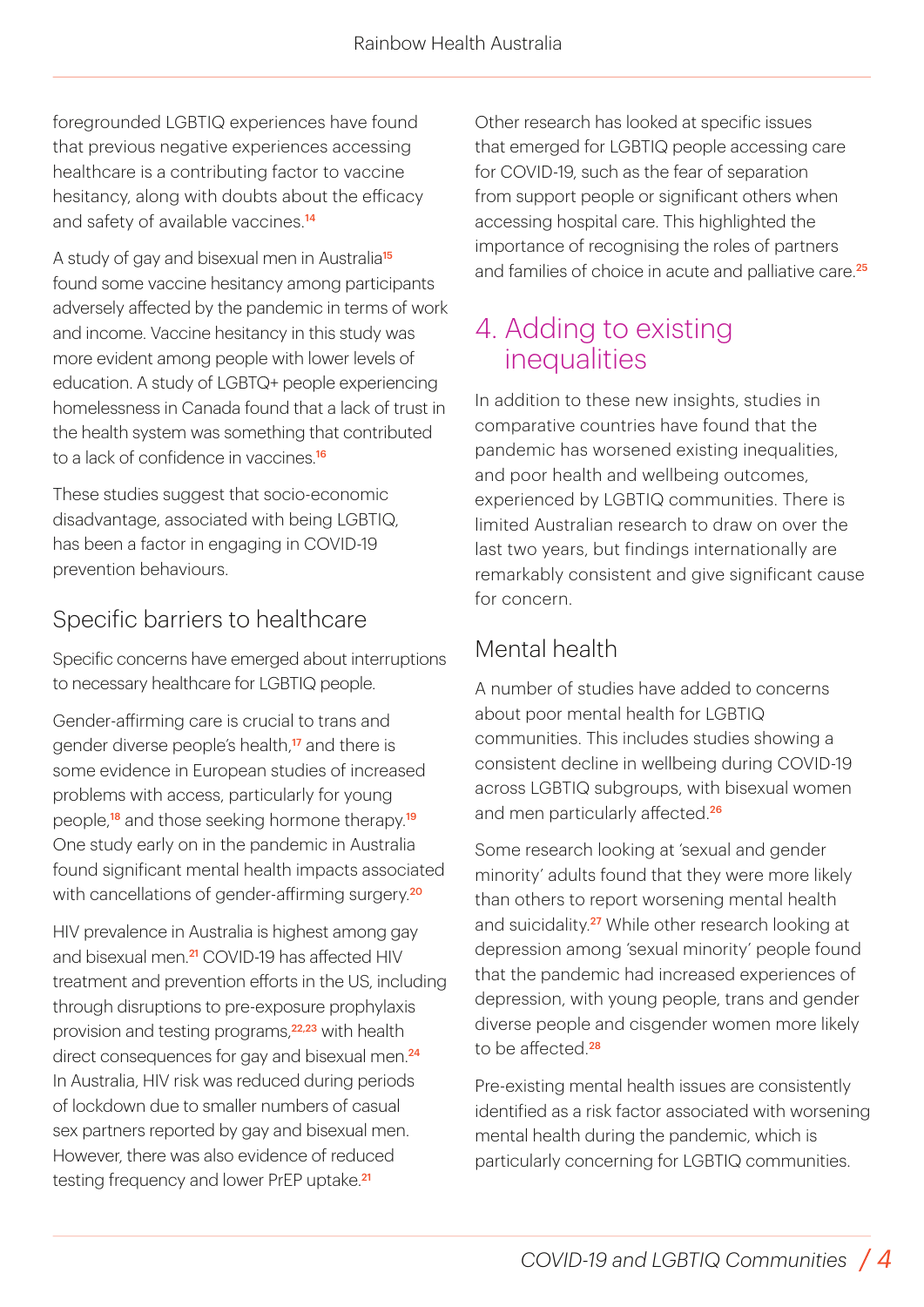foregrounded LGBTIQ experiences have found that previous negative experiences accessing healthcare is a contributing factor to vaccine hesitancy, along with doubts about the efficacy and safety of available vaccines.[14]

A study of gay and bisexual men in Australia[15] found some vaccine hesitancy among participants adversely affected by the pandemic in terms of work and income. Vaccine hesitancy in this study was more evident among people with lower levels of education. A study of LGBTQ+ people experiencing homelessness in Canada found that a lack of trust in the health system was something that contributed to a lack of confidence in vaccines.[16]

These studies suggest that socio-economic disadvantage, associated with being LGBTIQ, has been a factor in engaging in COVID-19 prevention behaviours.

### Specific barriers to healthcare

Specific concerns have emerged about interruptions to necessary healthcare for LGBTIQ people.

Gender-affirming care is crucial to trans and gender diverse people's health,[17] and there is some evidence in European studies of increased problems with access, particularly for young people,[18] and those seeking hormone therapy.[19] One study early on in the pandemic in Australia found significant mental health impacts associated with cancellations of gender-affirming surgery.[20]

HIV prevalence in Australia is highest among gay and bisexual men.[21] COVID-19 has affected HIV treatment and prevention efforts in the US, including through disruptions to pre-exposure prophylaxis provision and testing programs,[22,23] with health direct consequences for gay and bisexual men.[24] In Australia, HIV risk was reduced during periods of lockdown due to smaller numbers of casual sex partners reported by gay and bisexual men. However, there was also evidence of reduced testing frequency and lower PrEP uptake.[21]

Other research has looked at specific issues that emerged for LGBTIQ people accessing care for COVID-19, such as the fear of separation from support people or significant others when accessing hospital care. This highlighted the importance of recognising the roles of partners and families of choice in acute and palliative care.[25]

## 4. Adding to existing inequalities

In addition to these new insights, studies in comparative countries have found that the pandemic has worsened existing inequalities, and poor health and wellbeing outcomes, experienced by LGBTIQ communities. There is limited Australian research to draw on over the last two years, but findings internationally are remarkably consistent and give significant cause for concern.

### Mental health

A number of studies have added to concerns about poor mental health for LGBTIQ communities. This includes studies showing a consistent decline in wellbeing during COVID-19 across LGBTIQ subgroups, with bisexual women and men particularly affected.[26]

Some research looking at 'sexual and gender minority' adults found that they were more likely than others to report worsening mental health and suicidality.[27] While other research looking at depression among 'sexual minority' people found that the pandemic had increased experiences of depression, with young people, trans and gender diverse people and cisgender women more likely to be affected.[28]

Pre-existing mental health issues are consistently identified as a risk factor associated with worsening mental health during the pandemic, which is particularly concerning for LGBTIQ communities.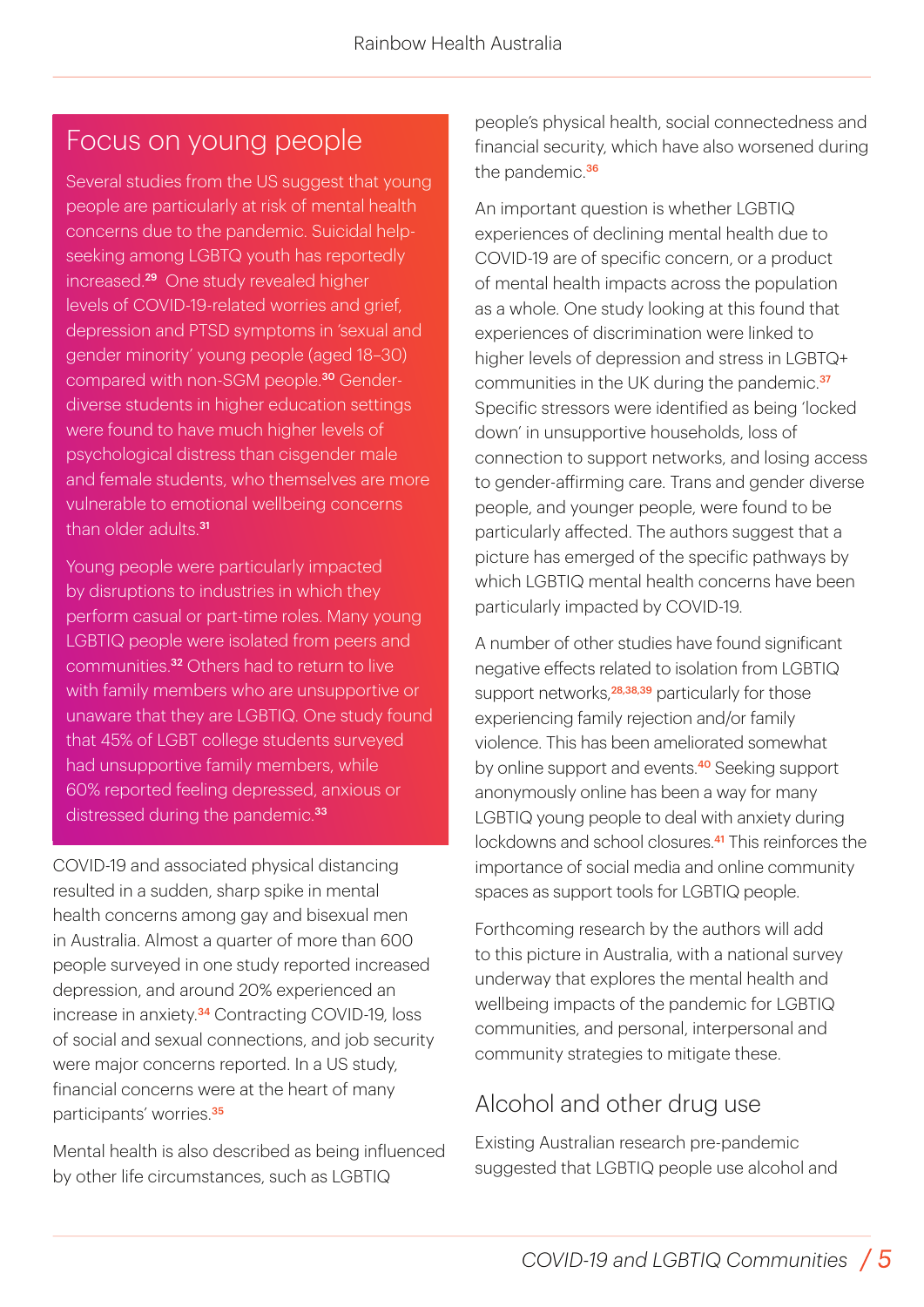## Focus on young people

Several studies from the US suggest that young people are particularly at risk of mental health concerns due to the pandemic. Suicidal help-seeking among LGBTQ youth has reportedly increased.[29] One study revealed higher levels of COVID-19-related worries and grief, depression and PTSD symptoms in 'sexual and gender minority' young people (aged 18–30) compared with non-SGM people.[30] Gender-diverse students in higher education settings were found to have much higher levels of psychological distress than cisgender male and female students, who themselves are more vulnerable to emotional wellbeing concerns than older adults.[31]

Young people were particularly impacted by disruptions to industries in which they perform casual or part-time roles. Many young LGBTIQ people were isolated from peers and communities.[32] Others had to return to live with family members who are unsupportive or unaware that they are LGBTIQ. One study found that 45% of LGBT college students surveyed had unsupportive family members, while 60% reported feeling depressed, anxious or distressed during the pandemic.[33]

COVID-19 and associated physical distancing resulted in a sudden, sharp spike in mental health concerns among gay and bisexual men in Australia. Almost a quarter of more than 600 people surveyed in one study reported increased depression, and around 20% experienced an increase in anxiety.[34] Contracting COVID-19, loss of social and sexual connections, and job security were major concerns reported. In a US study, financial concerns were at the heart of many participants' worries.[35]

Mental health is also described as being influenced by other life circumstances, such as LGBTIQ people's physical health, social connectedness and financial security, which have also worsened during the pandemic.[36]

An important question is whether LGBTIQ experiences of declining mental health due to COVID-19 are of specific concern, or a product of mental health impacts across the population as a whole. One study looking at this found that experiences of discrimination were linked to higher levels of depression and stress in LGBTQ+ communities in the UK during the pandemic.[37] Specific stressors were identified as being 'locked down' in unsupportive households, loss of connection to support networks, and losing access to gender-affirming care. Trans and gender diverse people, and younger people, were found to be particularly affected. The authors suggest that a picture has emerged of the specific pathways by which LGBTIQ mental health concerns have been particularly impacted by COVID-19.

A number of other studies have found significant negative effects related to isolation from LGBTIQ support networks,[28,38,39] particularly for those experiencing family rejection and/or family violence. This has been ameliorated somewhat by online support and events.[40] Seeking support anonymously online has been a way for many LGBTIQ young people to deal with anxiety during lockdowns and school closures.[41] This reinforces the importance of social media and online community spaces as support tools for LGBTIQ people.

Forthcoming research by the authors will add to this picture in Australia, with a national survey underway that explores the mental health and wellbeing impacts of the pandemic for LGBTIQ communities, and personal, interpersonal and community strategies to mitigate these.

## Alcohol and other drug use

Existing Australian research pre-pandemic suggested that LGBTIQ people use alcohol and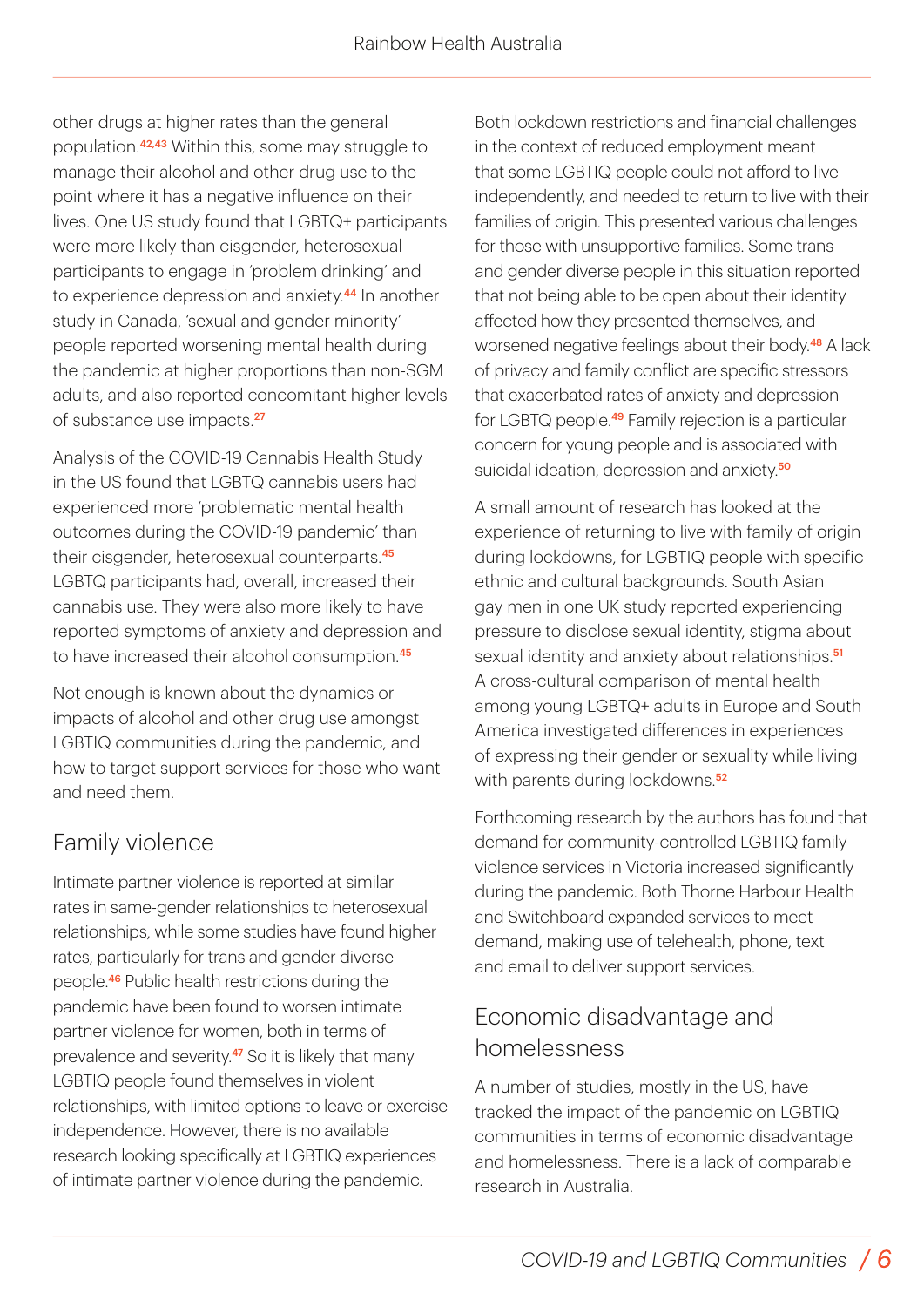other drugs at higher rates than the general population.[42,43] Within this, some may struggle to manage their alcohol and other drug use to the point where it has a negative influence on their lives. One US study found that LGBTQ+ participants were more likely than cisgender, heterosexual participants to engage in 'problem drinking' and to experience depression and anxiety.[44] In another study in Canada, 'sexual and gender minority' people reported worsening mental health during the pandemic at higher proportions than non-SGM adults, and also reported concomitant higher levels of substance use impacts.[27]

Analysis of the COVID-19 Cannabis Health Study in the US found that LGBTQ cannabis users had experienced more 'problematic mental health outcomes during the COVID-19 pandemic' than their cisgender, heterosexual counterparts.[45] LGBTQ participants had, overall, increased their cannabis use. They were also more likely to have reported symptoms of anxiety and depression and to have increased their alcohol consumption.[45]

Not enough is known about the dynamics or impacts of alcohol and other drug use amongst LGBTIQ communities during the pandemic, and how to target support services for those who want and need them.

## Family violence

Intimate partner violence is reported at similar rates in same-gender relationships to heterosexual relationships, while some studies have found higher rates, particularly for trans and gender diverse people.[46] Public health restrictions during the pandemic have been found to worsen intimate partner violence for women, both in terms of prevalence and severity.[47] So it is likely that many LGBTIQ people found themselves in violent relationships, with limited options to leave or exercise independence. However, there is no available research looking specifically at LGBTIQ experiences of intimate partner violence during the pandemic.

Both lockdown restrictions and financial challenges in the context of reduced employment meant that some LGBTIQ people could not afford to live independently, and needed to return to live with their families of origin. This presented various challenges for those with unsupportive families. Some trans and gender diverse people in this situation reported that not being able to be open about their identity affected how they presented themselves, and worsened negative feelings about their body.[48] A lack of privacy and family conflict are specific stressors that exacerbated rates of anxiety and depression for LGBTQ people.[49] Family rejection is a particular concern for young people and is associated with suicidal ideation, depression and anxiety.[50]

A small amount of research has looked at the experience of returning to live with family of origin during lockdowns, for LGBTIQ people with specific ethnic and cultural backgrounds. South Asian gay men in one UK study reported experiencing pressure to disclose sexual identity, stigma about sexual identity and anxiety about relationships.[51] A cross-cultural comparison of mental health among young LGBTQ+ adults in Europe and South America investigated differences in experiences of expressing their gender or sexuality while living with parents during lockdowns.[52]

Forthcoming research by the authors has found that demand for community-controlled LGBTIQ family violence services in Victoria increased significantly during the pandemic. Both Thorne Harbour Health and Switchboard expanded services to meet demand, making use of telehealth, phone, text and email to deliver support services.

## Economic disadvantage and homelessness

A number of studies, mostly in the US, have tracked the impact of the pandemic on LGBTIQ communities in terms of economic disadvantage and homelessness. There is a lack of comparable research in Australia.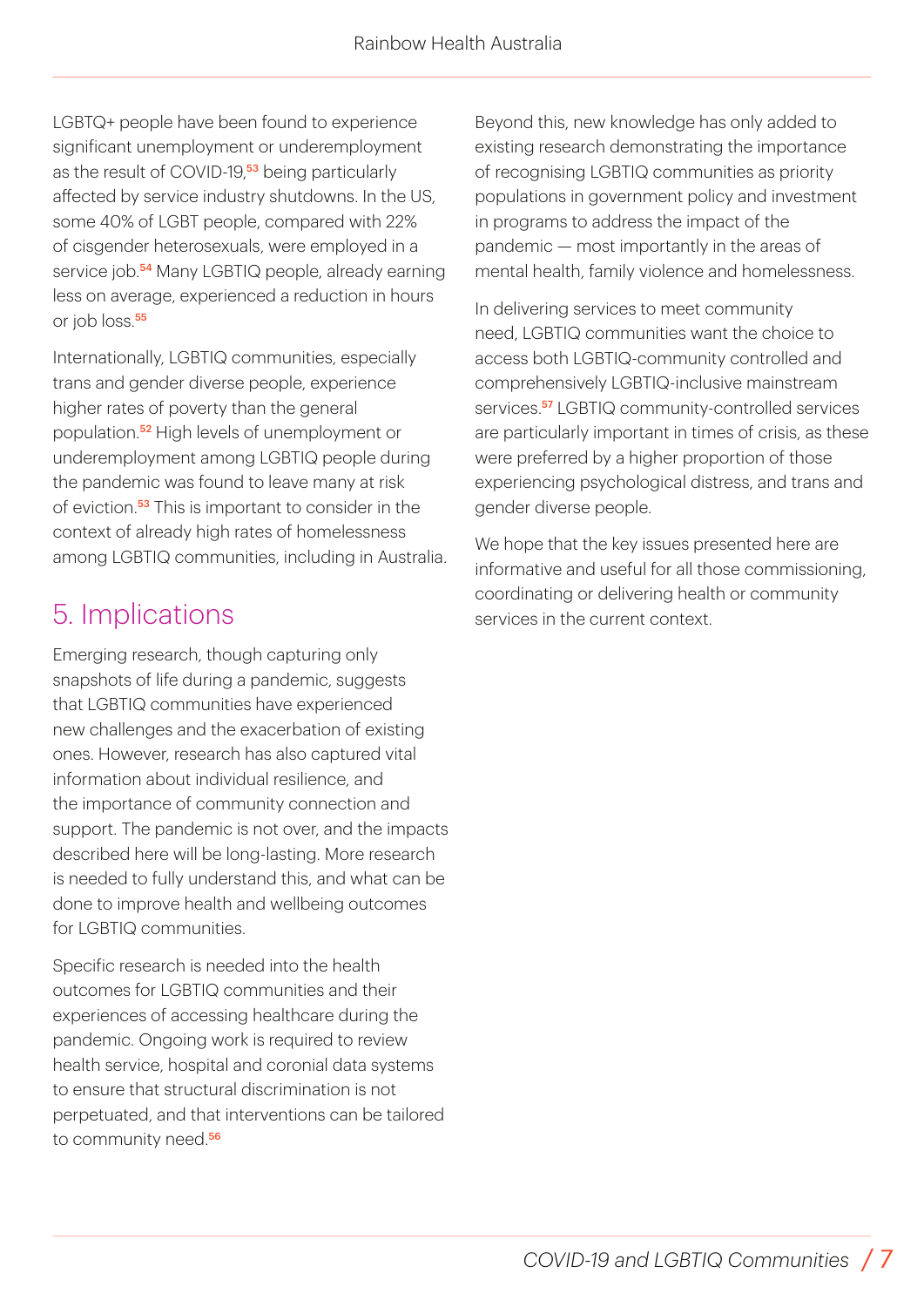LGBTQ+ people have been found to experience significant unemployment or underemployment as the result of COVID-19,[53] being particularly affected by service industry shutdowns. In the US, some 40% of LGBT people, compared with 22% of cisgender heterosexuals, were employed in a service job.[54] Many LGBTIQ people, already earning less on average, experienced a reduction in hours or job loss.[55]

Internationally, LGBTIQ communities, especially trans and gender diverse people, experience higher rates of poverty than the general population.[52] High levels of unemployment or underemployment among LGBTIQ people during the pandemic was found to leave many at risk of eviction.[53] This is important to consider in the context of already high rates of homelessness among LGBTIQ communities, including in Australia.

## 5. Implications

Emerging research, though capturing only snapshots of life during a pandemic, suggests that LGBTIQ communities have experienced new challenges and the exacerbation of existing ones. However, research has also captured vital information about individual resilience, and the importance of community connection and support. The pandemic is not over, and the impacts described here will be long-lasting. More research is needed to fully understand this, and what can be done to improve health and wellbeing outcomes for LGBTIQ communities.

Specific research is needed into the health outcomes for LGBTIQ communities and their experiences of accessing healthcare during the pandemic. Ongoing work is required to review health service, hospital and coronial data systems to ensure that structural discrimination is not perpetuated, and that interventions can be tailored to community need.[56]

Beyond this, new knowledge has only added to existing research demonstrating the importance of recognising LGBTIQ communities as priority populations in government policy and investment in programs to address the impact of the pandemic — most importantly in the areas of mental health, family violence and homelessness.

In delivering services to meet community need, LGBTIQ communities want the choice to access both LGBTIQ-community controlled and comprehensively LGBTIQ-inclusive mainstream services.[57] LGBTIQ community-controlled services are particularly important in times of crisis, as these were preferred by a higher proportion of those experiencing psychological distress, and trans and gender diverse people.

We hope that the key issues presented here are informative and useful for all those commissioning, coordinating or delivering health or community services in the current context.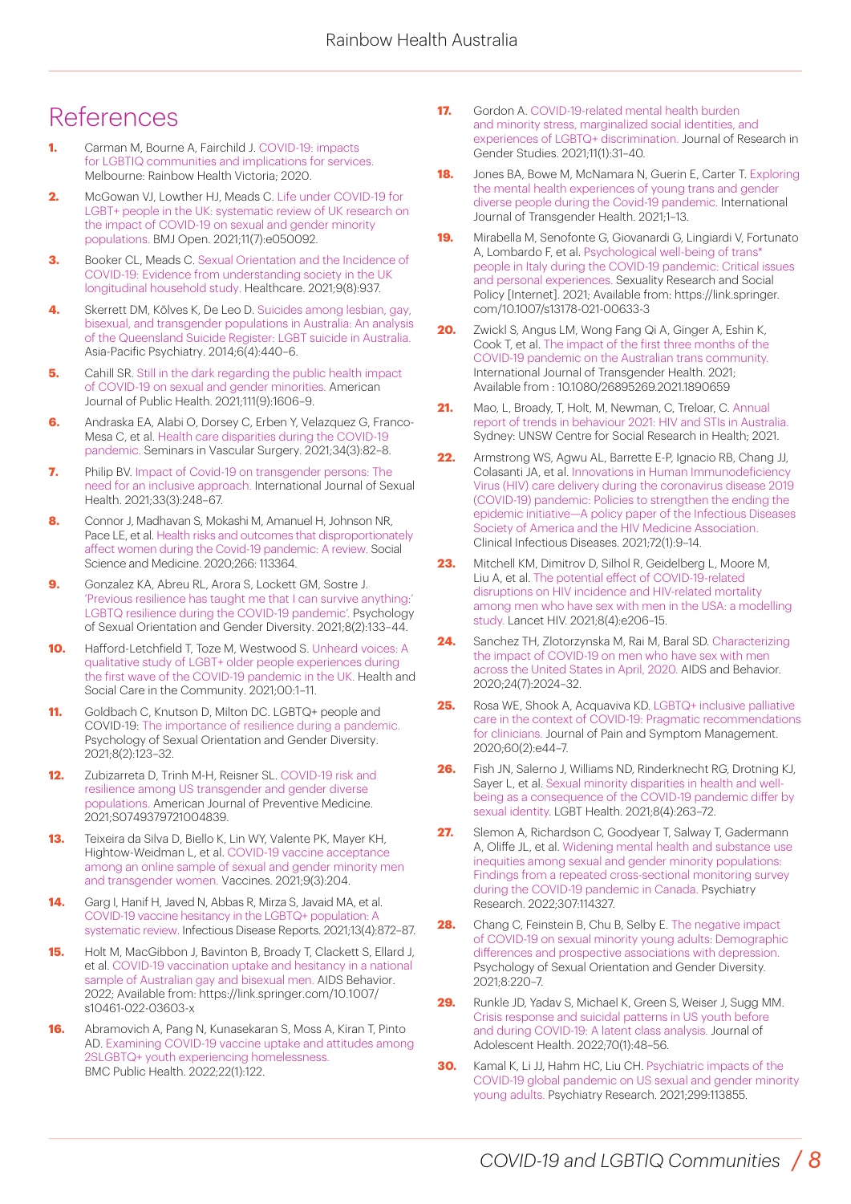# References

1. Carman M, Bourne A, Fairchild J. COVID-19: impacts for LGBTIQ communities and implications for services. Melbourne: Rainbow Health Victoria; 2020.
2. McGowan VJ, Lowther HJ, Meads C. Life under COVID-19 for LGBT+ people in the UK: systematic review of UK research on the impact of COVID-19 on sexual and gender minority populations. BMJ Open. 2021;11(7):e050092.
3. Booker CL, Meads C. Sexual Orientation and the Incidence of COVID-19: Evidence from understanding society in the UK longitudinal household study. Healthcare. 2021;9(8):937.
4. Skerrett DM, Kõlves K, De Leo D. Suicides among lesbian, gay, bisexual, and transgender populations in Australia: An analysis of the Queensland Suicide Register: LGBT suicide in Australia. Asia-Pacific Psychiatry. 2014;6(4):440–6.
5. Cahill SR. Still in the dark regarding the public health impact of COVID-19 on sexual and gender minorities. American Journal of Public Health. 2021;111(9):1606–9.
6. Andraska EA, Alabi O, Dorsey C, Erben Y, Velazquez G, Franco-Mesa C, et al. Health care disparities during the COVID-19 pandemic. Seminars in Vascular Surgery. 2021;34(3):82–8.
7. Philip BV. Impact of Covid-19 on transgender persons: The need for an inclusive approach. International Journal of Sexual Health. 2021;33(3):248–67.
8. Connor J, Madhavan S, Mokashi M, Amanuel H, Johnson NR, Pace LE, et al. Health risks and outcomes that disproportionately affect women during the Covid-19 pandemic: A review. Social Science and Medicine. 2020;266: 113364.
9. Gonzalez KA, Abreu RL, Arora S, Lockett GM, Sostre J. 'Previous resilience has taught me that I can survive anything:' LGBTQ resilience during the COVID-19 pandemic'. Psychology of Sexual Orientation and Gender Diversity. 2021;8(2):133–44.
10. Hafford-Letchfield T, Toze M, Westwood S. Unheard voices: A qualitative study of LGBT+ older people experiences during the first wave of the COVID-19 pandemic in the UK. Health and Social Care in the Community. 2021;00:1–11.
11. Goldbach C, Knutson D, Milton DC. LGBTQ+ people and COVID-19: The importance of resilience during a pandemic. Psychology of Sexual Orientation and Gender Diversity. 2021;8(2):123–32.
12. Zubizarreta D, Trinh M-H, Reisner SL. COVID-19 risk and resilience among US transgender and gender diverse populations. American Journal of Preventive Medicine. 2021;S0749379721004839.
13. Teixeira da Silva D, Biello K, Lin WY, Valente PK, Mayer KH, Hightow-Weidman L, et al. COVID-19 vaccine acceptance among an online sample of sexual and gender minority men and transgender women. Vaccines. 2021;9(3):204.
14. Garg I, Hanif H, Javed N, Abbas R, Mirza S, Javaid MA, et al. COVID-19 vaccine hesitancy in the LGBTQ+ population: A systematic review. Infectious Disease Reports. 2021;13(4):872–87.
15. Holt M, MacGibbon J, Bavinton B, Broady T, Clackett S, Ellard J, et al. COVID-19 vaccination uptake and hesitancy in a national sample of Australian gay and bisexual men. AIDS Behavior. 2022; Available from: https://link.springer.com/10.1007/s10461-022-03603-x
16. Abramovich A, Pang N, Kunasekaran S, Moss A, Kiran T, Pinto AD. Examining COVID-19 vaccine uptake and attitudes among 2SLGBTQ+ youth experiencing homelessness. BMC Public Health. 2022;22(1):122.
17. Gordon A. COVID-19-related mental health burden and minority stress, marginalized social identities, and experiences of LGBTQ+ discrimination. Journal of Research in Gender Studies. 2021;11(1):31–40.
18. Jones BA, Bowe M, McNamara N, Guerin E, Carter T. Exploring the mental health experiences of young trans and gender diverse people during the Covid-19 pandemic. International Journal of Transgender Health. 2021;1–13.
19. Mirabella M, Senofonte G, Giovanardi G, Lingiardi V, Fortunato A, Lombardo F, et al. Psychological well-being of trans* people in Italy during the COVID-19 pandemic: Critical issues and personal experiences. Sexuality Research and Social Policy [Internet]. 2021; Available from: https://link.springer.com/10.1007/s13178-021-00633-3
20. Zwickl S, Angus LM, Wong Fang Qi A, Ginger A, Eshin K, Cook T, et al. The impact of the first three months of the COVID-19 pandemic on the Australian trans community. International Journal of Transgender Health. 2021; Available from : 10.1080/26895269.2021.1890659
21. Mao, L, Broady, T, Holt, M, Newman, C, Treloar, C. Annual report of trends in behaviour 2021: HIV and STIs in Australia. Sydney: UNSW Centre for Social Research in Health; 2021.
22. Armstrong WS, Agwu AL, Barrette E-P, Ignacio RB, Chang JJ, Colasanti JA, et al. Innovations in Human Immunodeficiency Virus (HIV) care delivery during the coronavirus disease 2019 (COVID-19) pandemic: Policies to strengthen the ending the epidemic initiative—A policy paper of the Infectious Diseases Society of America and the HIV Medicine Association. Clinical Infectious Diseases. 2021;72(1):9–14.
23. Mitchell KM, Dimitrov D, Silhol R, Geidelberg L, Moore M, Liu A, et al. The potential effect of COVID-19-related disruptions on HIV incidence and HIV-related mortality among men who have sex with men in the USA: a modelling study. Lancet HIV. 2021;8(4):e206–15.
24. Sanchez TH, Zlotorzynska M, Rai M, Baral SD. Characterizing the impact of COVID-19 on men who have sex with men across the United States in April, 2020. AIDS and Behavior. 2020;24(7):2024–32.
25. Rosa WE, Shook A, Acquaviva KD. LGBTQ+ inclusive palliative care in the context of COVID-19: Pragmatic recommendations for clinicians. Journal of Pain and Symptom Management. 2020;60(2):e44–7.
26. Fish JN, Salerno J, Williams ND, Rinderknecht RG, Drotning KJ, Sayer L, et al. Sexual minority disparities in health and well-being as a consequence of the COVID-19 pandemic differ by sexual identity. LGBT Health. 2021;8(4):263–72.
27. Slemon A, Richardson C, Goodyear T, Salway T, Gadermann A, Oliffe JL, et al. Widening mental health and substance use inequities among sexual and gender minority populations: Findings from a repeated cross-sectional monitoring survey during the COVID-19 pandemic in Canada. Psychiatry Research. 2022;307:114327.
28. Chang C, Feinstein B, Chu B, Selby E. The negative impact of COVID-19 on sexual minority young adults: Demographic differences and prospective associations with depression. Psychology of Sexual Orientation and Gender Diversity. 2021;8:220–7.
29. Runkle JD, Yadav S, Michael K, Green S, Weiser J, Sugg MM. Crisis response and suicidal patterns in US youth before and during COVID-19: A latent class analysis. Journal of Adolescent Health. 2022;70(1):48–56.
30. Kamal K, Li JJ, Hahm HC, Liu CH. Psychiatric impacts of the COVID-19 global pandemic on US sexual and gender minority young adults. Psychiatry Research. 2021;299:113855.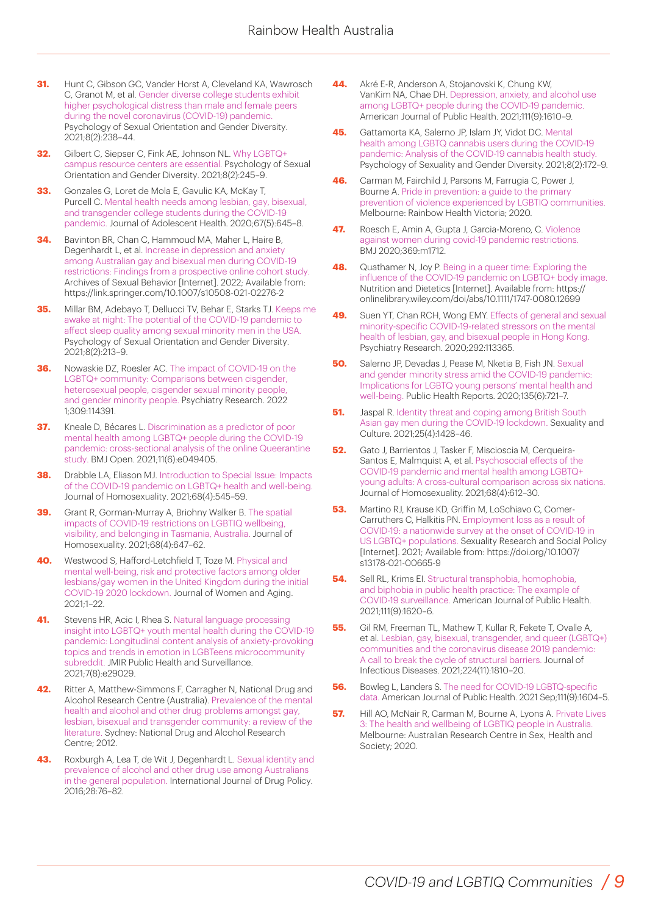**31.** Hunt C, Gibson GC, Vander Horst A, Cleveland KA, Wawrosch C, Granot M, et al. Gender diverse college students exhibit higher psychological distress than male and female peers during the novel coronavirus (COVID-19) pandemic. Psychology of Sexual Orientation and Gender Diversity. 2021;8(2):238–44.

**32.** Gilbert C, Siepser C, Fink AE, Johnson NL. Why LGBTQ+ campus resource centers are essential. Psychology of Sexual Orientation and Gender Diversity. 2021;8(2):245–9.

**33.** Gonzales G, Loret de Mola E, Gavulic KA, McKay T, Purcell C. Mental health needs among lesbian, gay, bisexual, and transgender college students during the COVID-19 pandemic. Journal of Adolescent Health. 2020;67(5):645–8.

**34.** Bavinton BR, Chan C, Hammoud MA, Maher L, Haire B, Degenhardt L, et al. Increase in depression and anxiety among Australian gay and bisexual men during COVID-19 restrictions: Findings from a prospective online cohort study. Archives of Sexual Behavior [Internet]. 2022; Available from: https://link.springer.com/10.1007/s10508-021-02276-2

**35.** Millar BM, Adebayo T, Dellucci TV, Behar E, Starks TJ. Keeps me awake at night: The potential of the COVID-19 pandemic to affect sleep quality among sexual minority men in the USA. Psychology of Sexual Orientation and Gender Diversity. 2021;8(2):213–9.

**36.** Nowaskie DZ, Roesler AC. The impact of COVID-19 on the LGBTQ+ community: Comparisons between cisgender, heterosexual people, cisgender sexual minority people, and gender minority people. Psychiatry Research. 2022 1;309:114391.

**37.** Kneale D, Bécares L. Discrimination as a predictor of poor mental health among LGBTQ+ people during the COVID-19 pandemic: cross-sectional analysis of the online Queerantine study. BMJ Open. 2021;11(6):e049405.

**38.** Drabble LA, Eliason MJ. Introduction to Special Issue: Impacts of the COVID-19 pandemic on LGBTQ+ health and well-being. Journal of Homosexuality. 2021;68(4):545–59.

**39.** Grant R, Gorman-Murray A, Briohny Walker B. The spatial impacts of COVID-19 restrictions on LGBTIQ wellbeing, visibility, and belonging in Tasmania, Australia. Journal of Homosexuality. 2021;68(4):647–62.

**40.** Westwood S, Hafford-Letchfield T, Toze M. Physical and mental well-being, risk and protective factors among older lesbians/gay women in the United Kingdom during the initial COVID-19 2020 lockdown. Journal of Women and Aging. 2021;1–22.

**41.** Stevens HR, Acic I, Rhea S. Natural language processing insight into LGBTQ+ youth mental health during the COVID-19 pandemic: Longitudinal content analysis of anxiety-provoking topics and trends in emotion in LGBTeens microcommunity subreddit. JMIR Public Health and Surveillance. 2021;7(8):e29029.

**42.** Ritter A, Matthew-Simmons F, Carragher N, National Drug and Alcohol Research Centre (Australia). Prevalence of the mental health and alcohol and other drug problems amongst gay, lesbian, bisexual and transgender community: a review of the literature. Sydney: National Drug and Alcohol Research Centre; 2012.

**43.** Roxburgh A, Lea T, de Wit J, Degenhardt L. Sexual identity and prevalence of alcohol and other drug use among Australians in the general population. International Journal of Drug Policy. 2016;28:76–82.

**44.** Akré E-R, Anderson A, Stojanovski K, Chung KW, VanKim NA, Chae DH. Depression, anxiety, and alcohol use among LGBTQ+ people during the COVID-19 pandemic. American Journal of Public Health. 2021;111(9):1610–9.

**45.** Gattamorta KA, Salerno JP, Islam JY, Vidot DC. Mental health among LGBTQ cannabis users during the COVID-19 pandemic: Analysis of the COVID-19 cannabis health study. Psychology of Sexuality and Gender Diversity. 2021;8(2):172–9.

**46.** Carman M, Fairchild J, Parsons M, Farrugia C, Power J, Bourne A. Pride in prevention: a guide to the primary prevention of violence experienced by LGBTIQ communities. Melbourne: Rainbow Health Victoria; 2020.

**47.** Roesch E, Amin A, Gupta J, Garcia-Moreno, C. Violence against women during covid-19 pandemic restrictions. BMJ 2020;369:m1712.

**48.** Quathamer N, Joy P. Being in a queer time: Exploring the influence of the COVID-19 pandemic on LGBTQ+ body image. Nutrition and Dietetics [Internet]. Available from: https://onlinelibrary.wiley.com/doi/abs/10.1111/1747-0080.12699

**49.** Suen YT, Chan RCH, Wong EMY. Effects of general and sexual minority-specific COVID-19-related stressors on the mental health of lesbian, gay, and bisexual people in Hong Kong. Psychiatry Research. 2020;292:113365.

**50.** Salerno JP, Devadas J, Pease M, Nketia B, Fish JN. Sexual and gender minority stress amid the COVID-19 pandemic: Implications for LGBTQ young persons' mental health and well-being. Public Health Reports. 2020;135(6):721–7.

**51.** Jaspal R. Identity threat and coping among British South Asian gay men during the COVID-19 lockdown. Sexuality and Culture. 2021;25(4):1428–46.

**52.** Gato J, Barrientos J, Tasker F, Miscioscia M, Cerqueira-Santos E, Malmquist A, et al. Psychosocial effects of the COVID-19 pandemic and mental health among LGBTQ+ young adults: A cross-cultural comparison across six nations. Journal of Homosexuality. 2021;68(4):612–30.

**53.** Martino RJ, Krause KD, Griffin M, LoSchiavo C, Comer-Carruthers C, Halkitis PN. Employment loss as a result of COVID-19: a nationwide survey at the onset of COVID-19 in US LGBTQ+ populations. Sexuality Research and Social Policy [Internet]. 2021; Available from: https://doi.org/10.1007/s13178-021-00665-9

**54.** Sell RL, Krims EI. Structural transphobia, homophobia, and biphobia in public health practice: The example of COVID-19 surveillance. American Journal of Public Health. 2021;111(9):1620–6.

**55.** Gil RM, Freeman TL, Mathew T, Kullar R, Fekete T, Ovalle A, et al. Lesbian, gay, bisexual, transgender, and queer (LGBTQ+) communities and the coronavirus disease 2019 pandemic: A call to break the cycle of structural barriers. Journal of Infectious Diseases. 2021;224(11):1810–20.

**56.** Bowleg L, Landers S. The need for COVID-19 LGBTQ-specific data. American Journal of Public Health. 2021 Sep;111(9):1604–5.

**57.** Hill AO, McNair R, Carman M, Bourne A, Lyons A. Private Lives 3: The health and wellbeing of LGBTIQ people in Australia. Melbourne: Australian Research Centre in Sex, Health and Society; 2020.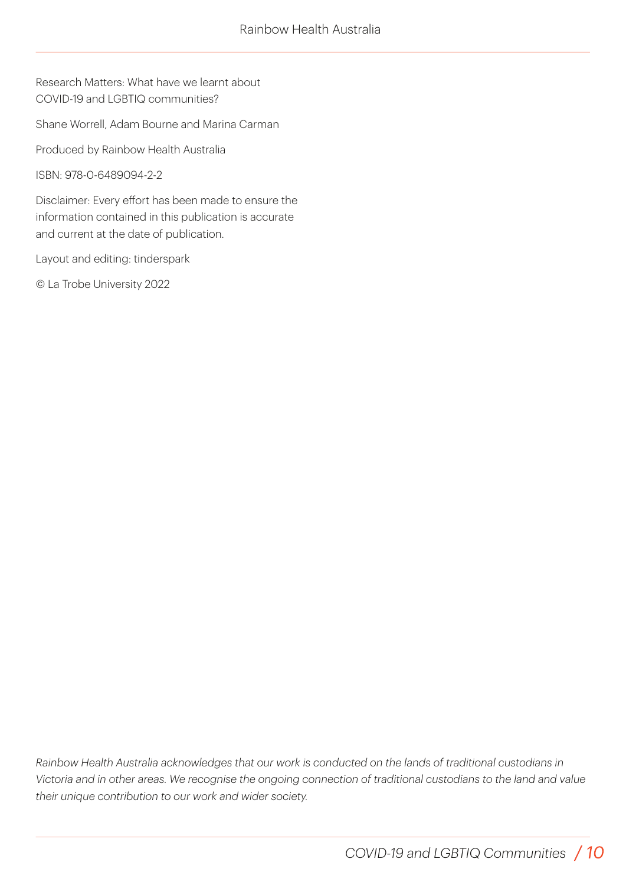Research Matters: What have we learnt about COVID-19 and LGBTIQ communities?

Shane Worrell, Adam Bourne and Marina Carman

Produced by Rainbow Health Australia

ISBN: 978-0-6489094-2-2

Disclaimer: Every effort has been made to ensure the information contained in this publication is accurate and current at the date of publication.

Layout and editing: tinderspark

© La Trobe University 2022

*Rainbow Health Australia acknowledges that our work is conducted on the lands of traditional custodians in Victoria and in other areas. We recognise the ongoing connection of traditional custodians to the land and value their unique contribution to our work and wider society.*